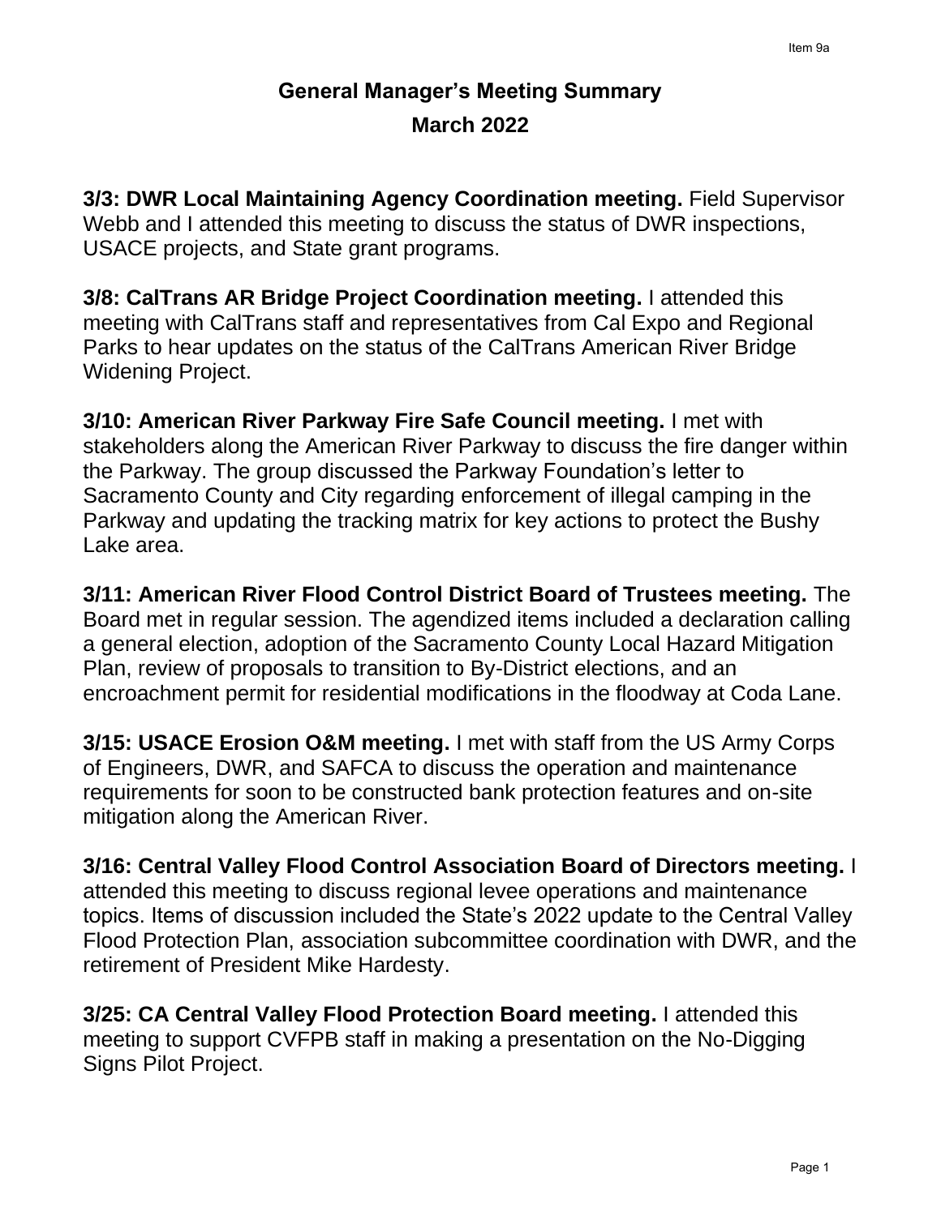# General Manager's Meeting Summary

## March 2022

**3/3: DWR Local Maintaining Agency Coordination meeting.** Field Supervisor Webb and I attended this meeting to discuss the status of DWR inspections, USACE projects, and State grant programs.

**3/8: CalTrans AR Bridge Project Coordination meeting.** I attended this meeting with CalTrans staff and representatives from Cal Expo and Regional Parks to hear updates on the status of the CalTrans American River Bridge Widening Project.

**3/10: American River Parkway Fire Safe Council meeting.** I met with stakeholders along the American River Parkway to discuss the fire danger within the Parkway. The group discussed the Parkway Foundation's letter to Sacramento County and City regarding enforcement of illegal camping in the Parkway and updating the tracking matrix for key actions to protect the Bushy Lake area.

**3/11: American River Flood Control District Board of Trustees meeting.** The Board met in regular session. The agendized items included a declaration calling a general election, adoption of the Sacramento County Local Hazard Mitigation Plan, review of proposals to transition to By-District elections, and an encroachment permit for residential modifications in the floodway at Coda Lane.

**3/15: USACE Erosion O&M meeting.** I met with staff from the US Army Corps of Engineers, DWR, and SAFCA to discuss the operation and maintenance requirements for soon to be constructed bank protection features and on-site mitigation along the American River.

**3/16: Central Valley Flood Control Association Board of Directors meeting.** I attended this meeting to discuss regional levee operations and maintenance topics. Items of discussion included the State's 2022 update to the Central Valley Flood Protection Plan, association subcommittee coordination with DWR, and the retirement of President Mike Hardesty.

**3/25: CA Central Valley Flood Protection Board meeting.** I attended this meeting to support CVFPB staff in making a presentation on the No-Digging Signs Pilot Project.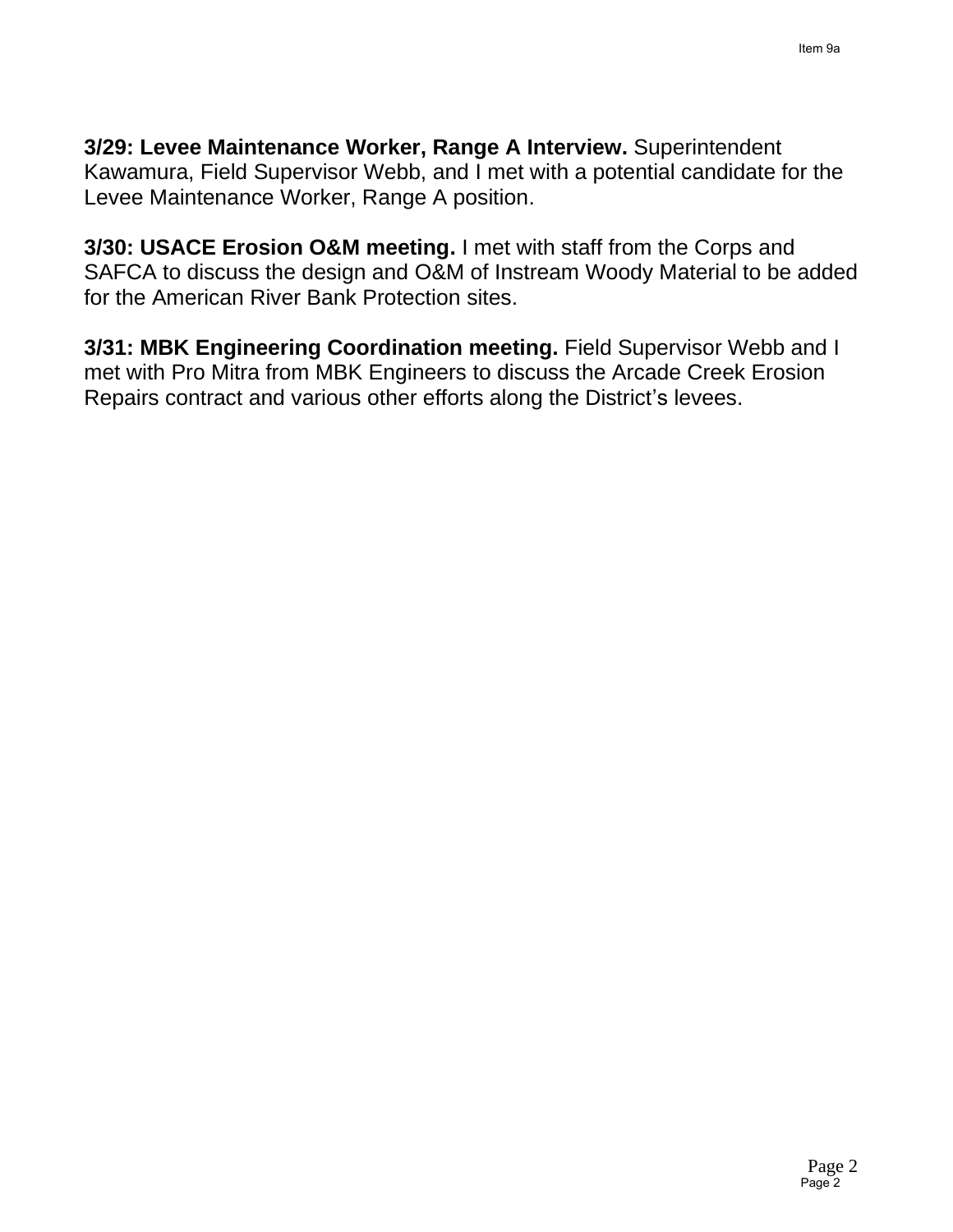**3/29: Levee Maintenance Worker, Range A Interview.** Superintendent Kawamura, Field Supervisor Webb, and I met with a potential candidate for the Levee Maintenance Worker, Range A position.

**3/30: USACE Erosion O&M meeting.** I met with staff from the Corps and SAFCA to discuss the design and O&M of Instream Woody Material to be added for the American River Bank Protection sites.

**3/31: MBK Engineering Coordination meeting.** Field Supervisor Webb and I met with Pro Mitra from MBK Engineers to discuss the Arcade Creek Erosion Repairs contract and various other efforts along the District's levees.